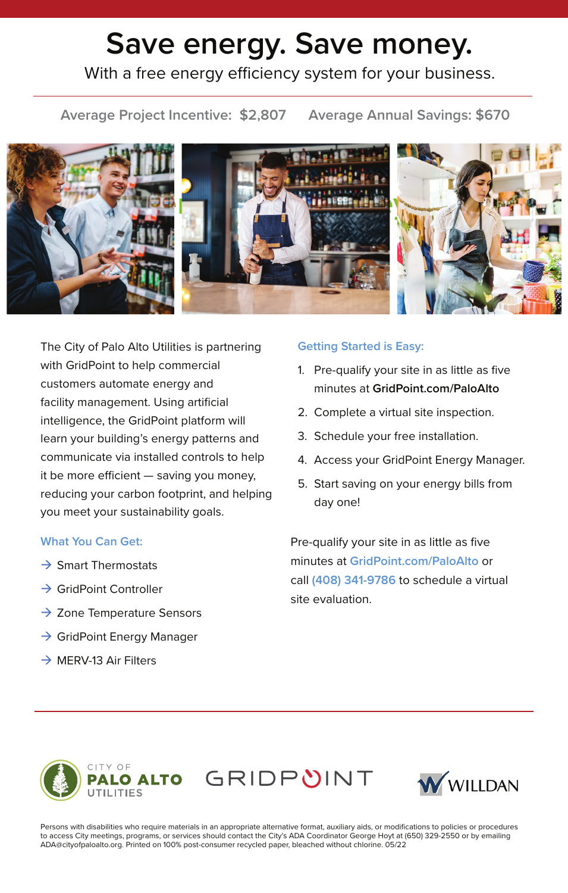# Save energy. Save money.

With a free energy efficiency system for your business.

Average Project Incentive: $2,807     Average Annual Savings: $670

The City of Palo Alto Utilities is partnering with GridPoint to help commercial customers automate energy and facility management. Using artificial intelligence, the GridPoint platform will learn your building's energy patterns and communicate via installed controls to help it be more efficient — saving you money, reducing your carbon footprint, and helping you meet your sustainability goals.

## What You Can Get:

- Smart Thermostats
- GridPoint Controller
- Zone Temperature Sensors
- GridPoint Energy Manager
- MERV-13 Air Filters

## Getting Started is Easy:

1. Pre-qualify your site in as little as five minutes at **GridPoint.com/PaloAlto**
2. Complete a virtual site inspection.
3. Schedule your free installation.
4. Access your GridPoint Energy Manager.
5. Start saving on your energy bills from day one!

Pre-qualify your site in as little as five minutes at GridPoint.com/PaloAlto or call (408) 341-9786 to schedule a virtual site evaluation.

CITY OF PALO ALTO UTILITIES     GRIDPOINT     WILLDAN

Persons with disabilities who require materials in an appropriate alternative format, auxiliary aids, or modifications to policies or procedures to access City meetings, programs, or services should contact the City's ADA Coordinator George Hoyt at (650) 329-2550 or by emailing ADA@cityofpaloalto.org. Printed on 100% post-consumer recycled paper, bleached without chlorine. 05/22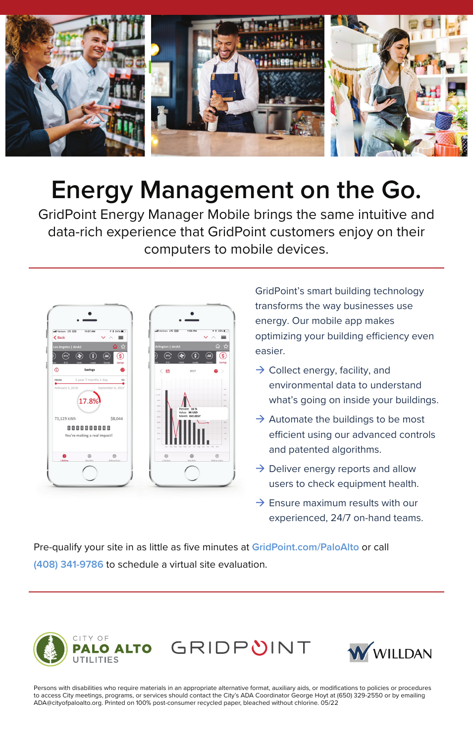# Energy Management on the Go.

GridPoint Energy Manager Mobile brings the same intuitive and data-rich experience that GridPoint customers enjoy on their computers to mobile devices.

GridPoint's smart building technology transforms the way businesses use energy. Our mobile app makes optimizing your building efficiency even easier.

- → Collect energy, facility, and environmental data to understand what's going on inside your buildings.
- → Automate the buildings to be most efficient using our advanced controls and patented algorithms.
- → Deliver energy reports and allow users to check equipment health.
- → Ensure maximum results with our experienced, 24/7 on-hand teams.

Pre-qualify your site in as little as five minutes at GridPoint.com/PaloAlto or call (408) 341-9786 to schedule a virtual site evaluation.

CITY OF PALO ALTO UTILITIES GRIDPOINT WILLDAN

Persons with disabilities who require materials in an appropriate alternative format, auxiliary aids, or modifications to policies or procedures to access City meetings, programs, or services should contact the City's ADA Coordinator George Hoyt at (650) 329-2550 or by emailing ADA@cityofpaloalto.org. Printed on 100% post-consumer recycled paper, bleached without chlorine. 05/22